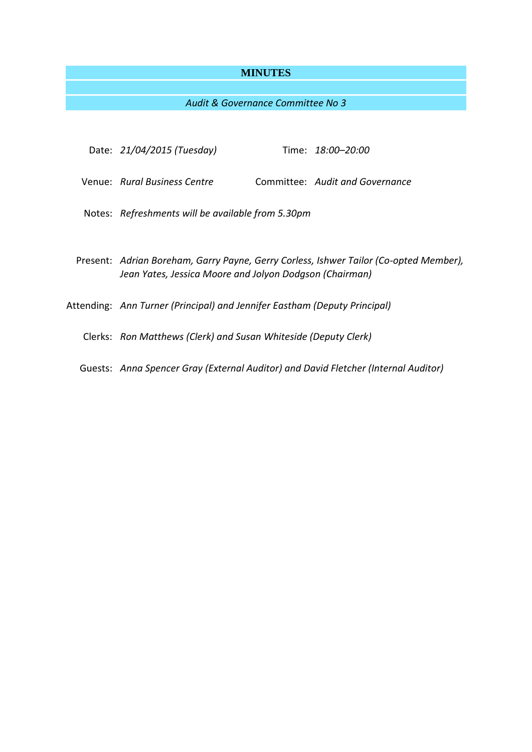# MINUTES

*Audit & Governance Committee No 3*

Date: *21/04/2015 (Tuesday)*  Time: *18:00–20:00*

Venue: *Rural Business Centre*  Committee: *Audit and Governance*

Notes: *Refreshments will be available from 5.30pm*

Present: *Adrian Boreham, Garry Payne, Gerry Corless, Ishwer Tailor (Co-opted Member), Jean Yates, Jessica Moore and Jolyon Dodgson (Chairman)*

Attending: *Ann Turner (Principal) and Jennifer Eastham (Deputy Principal)*

Clerks: *Ron Matthews (Clerk) and Susan Whiteside (Deputy Clerk)*

Guests: *Anna Spencer Gray (External Auditor) and David Fletcher (Internal Auditor)*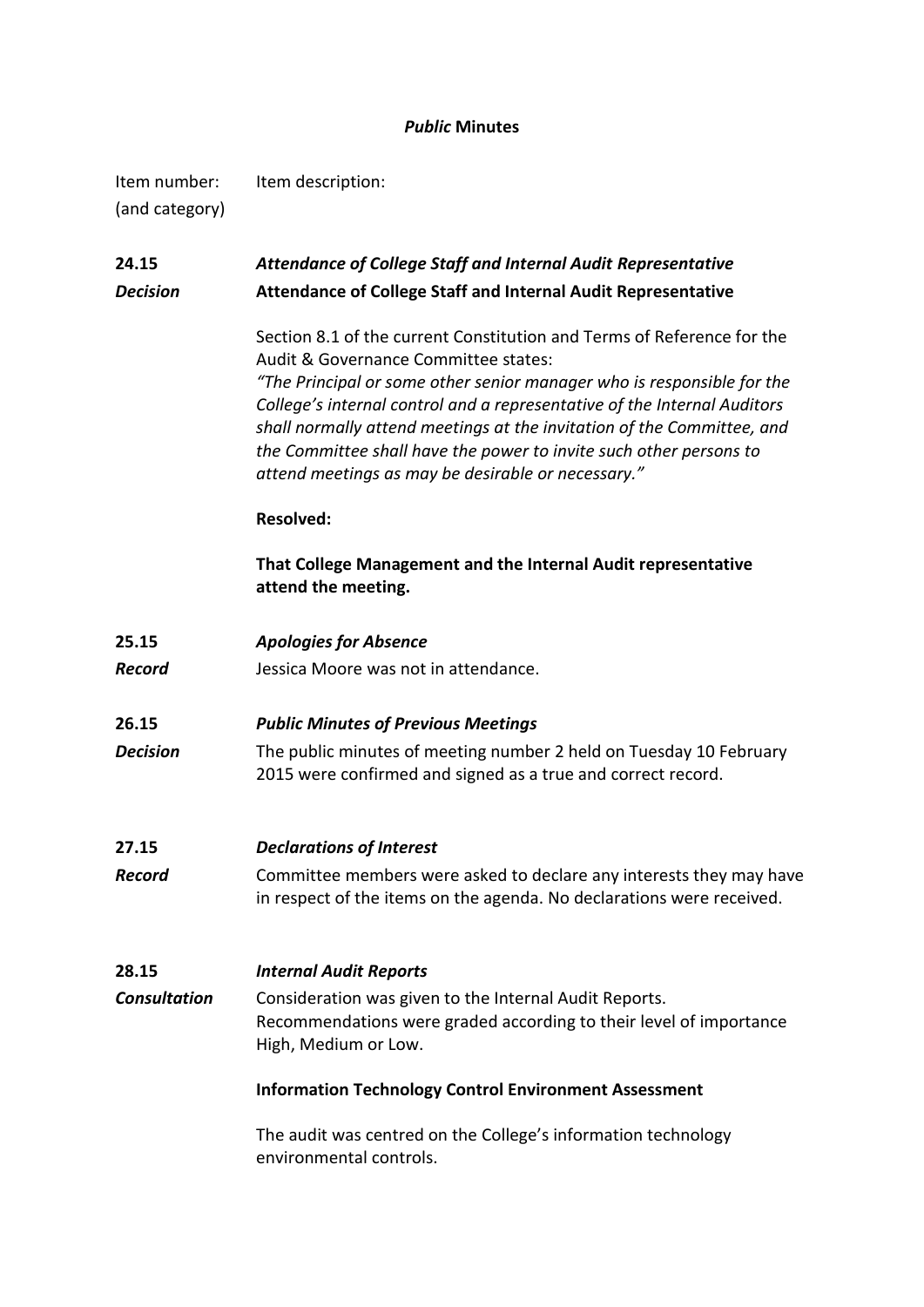# *Public* Minutes

| Item number: (and category) | Item description: |
|---|---|

**24.15** *Attendance of College Staff and Internal Audit Representative*

***Decision*** **Attendance of College Staff and Internal Audit Representative**

Section 8.1 of the current Constitution and Terms of Reference for the Audit & Governance Committee states:
*"The Principal or some other senior manager who is responsible for the College's internal control and a representative of the Internal Auditors shall normally attend meetings at the invitation of the Committee, and the Committee shall have the power to invite such other persons to attend meetings as may be desirable or necessary."*

**Resolved:**

**That College Management and the Internal Audit representative attend the meeting.**

**25.15** *Apologies for Absence*

***Record*** Jessica Moore was not in attendance.

**26.15** *Public Minutes of Previous Meetings*

***Decision*** The public minutes of meeting number 2 held on Tuesday 10 February 2015 were confirmed and signed as a true and correct record.

**27.15** *Declarations of Interest*

***Record*** Committee members were asked to declare any interests they may have in respect of the items on the agenda. No declarations were received.

**28.15** *Internal Audit Reports*

***Consultation*** Consideration was given to the Internal Audit Reports. Recommendations were graded according to their level of importance High, Medium or Low.

**Information Technology Control Environment Assessment**

The audit was centred on the College's information technology environmental controls.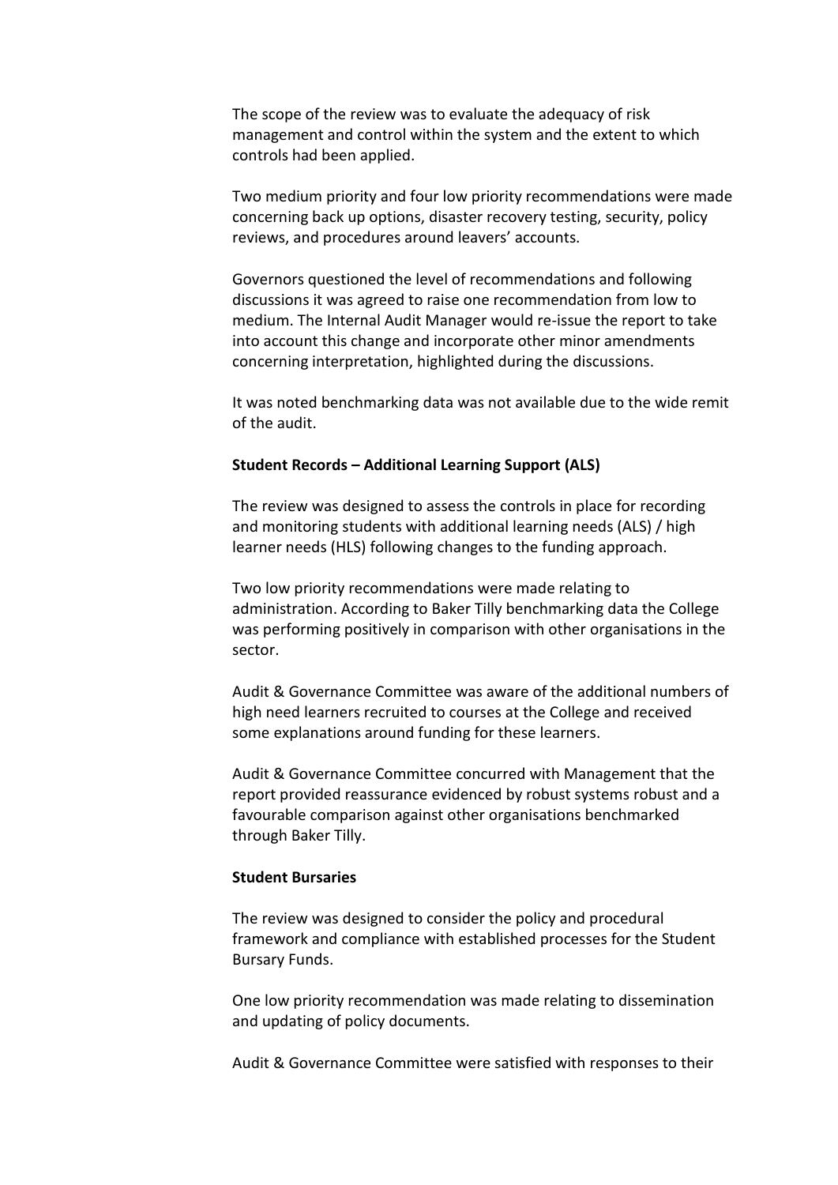The scope of the review was to evaluate the adequacy of risk management and control within the system and the extent to which controls had been applied.

Two medium priority and four low priority recommendations were made concerning back up options, disaster recovery testing, security, policy reviews, and procedures around leavers' accounts.

Governors questioned the level of recommendations and following discussions it was agreed to raise one recommendation from low to medium. The Internal Audit Manager would re-issue the report to take into account this change and incorporate other minor amendments concerning interpretation, highlighted during the discussions.

It was noted benchmarking data was not available due to the wide remit of the audit.

**Student Records – Additional Learning Support (ALS)**

The review was designed to assess the controls in place for recording and monitoring students with additional learning needs (ALS) / high learner needs (HLS) following changes to the funding approach.

Two low priority recommendations were made relating to administration. According to Baker Tilly benchmarking data the College was performing positively in comparison with other organisations in the sector.

Audit & Governance Committee was aware of the additional numbers of high need learners recruited to courses at the College and received some explanations around funding for these learners.

Audit & Governance Committee concurred with Management that the report provided reassurance evidenced by robust systems robust and a favourable comparison against other organisations benchmarked through Baker Tilly.

**Student Bursaries**

The review was designed to consider the policy and procedural framework and compliance with established processes for the Student Bursary Funds.

One low priority recommendation was made relating to dissemination and updating of policy documents.

Audit & Governance Committee were satisfied with responses to their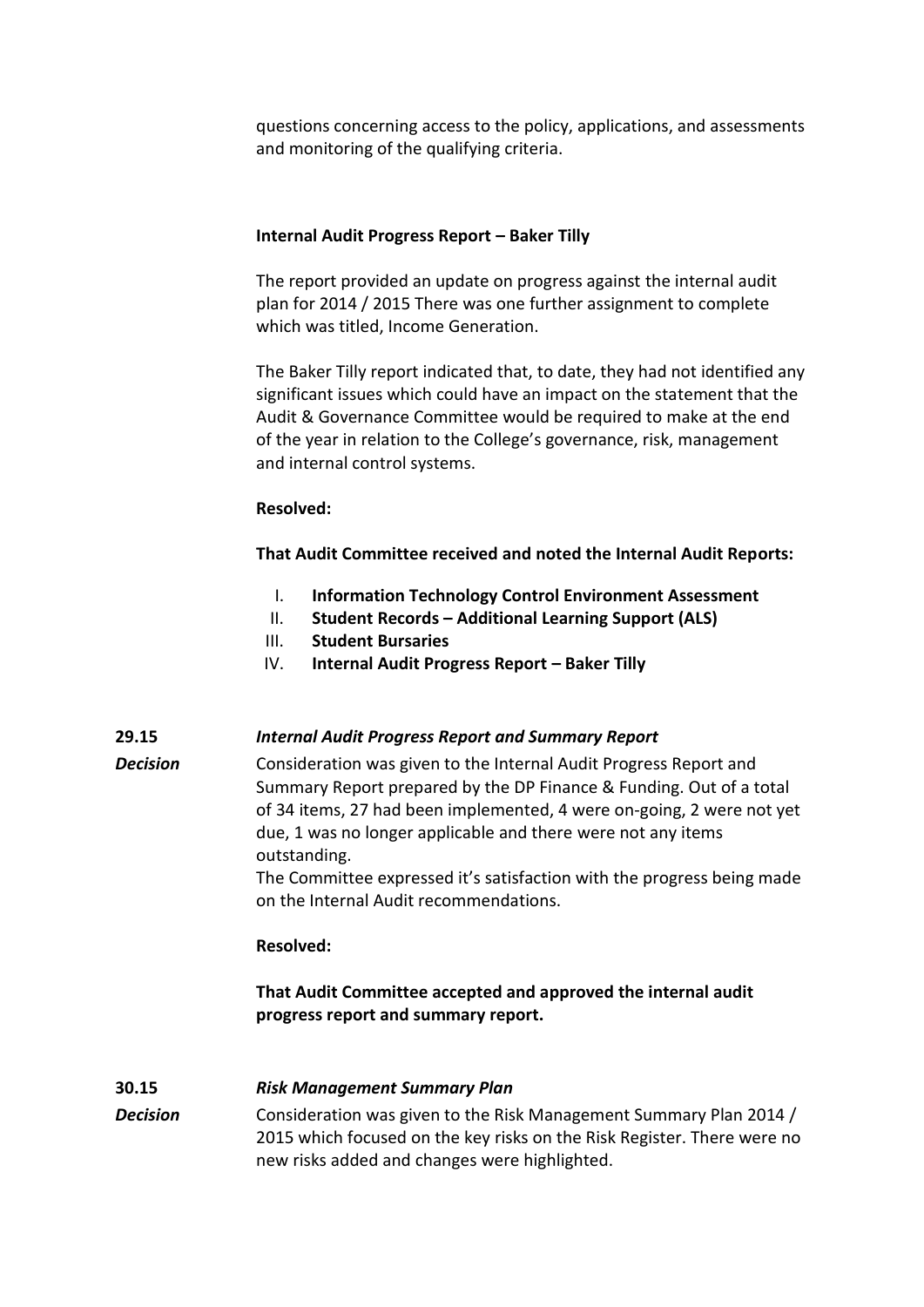questions concerning access to the policy, applications, and assessments and monitoring of the qualifying criteria.

**Internal Audit Progress Report – Baker Tilly**

The report provided an update on progress against the internal audit plan for 2014 / 2015 There was one further assignment to complete which was titled, Income Generation.

The Baker Tilly report indicated that, to date, they had not identified any significant issues which could have an impact on the statement that the Audit & Governance Committee would be required to make at the end of the year in relation to the College's governance, risk, management and internal control systems.

**Resolved:**

**That Audit Committee received and noted the Internal Audit Reports:**

I. **Information Technology Control Environment Assessment**
II. **Student Records – Additional Learning Support (ALS)**
III. **Student Bursaries**
IV. **Internal Audit Progress Report – Baker Tilly**

**29.15** ***Internal Audit Progress Report and Summary Report***

***Decision***

Consideration was given to the Internal Audit Progress Report and Summary Report prepared by the DP Finance & Funding. Out of a total of 34 items, 27 had been implemented, 4 were on-going, 2 were not yet due, 1 was no longer applicable and there were not any items outstanding.
The Committee expressed it's satisfaction with the progress being made on the Internal Audit recommendations.

**Resolved:**

**That Audit Committee accepted and approved the internal audit progress report and summary report.**

**30.15** ***Risk Management Summary Plan***

***Decision***

Consideration was given to the Risk Management Summary Plan 2014 / 2015 which focused on the key risks on the Risk Register. There were no new risks added and changes were highlighted.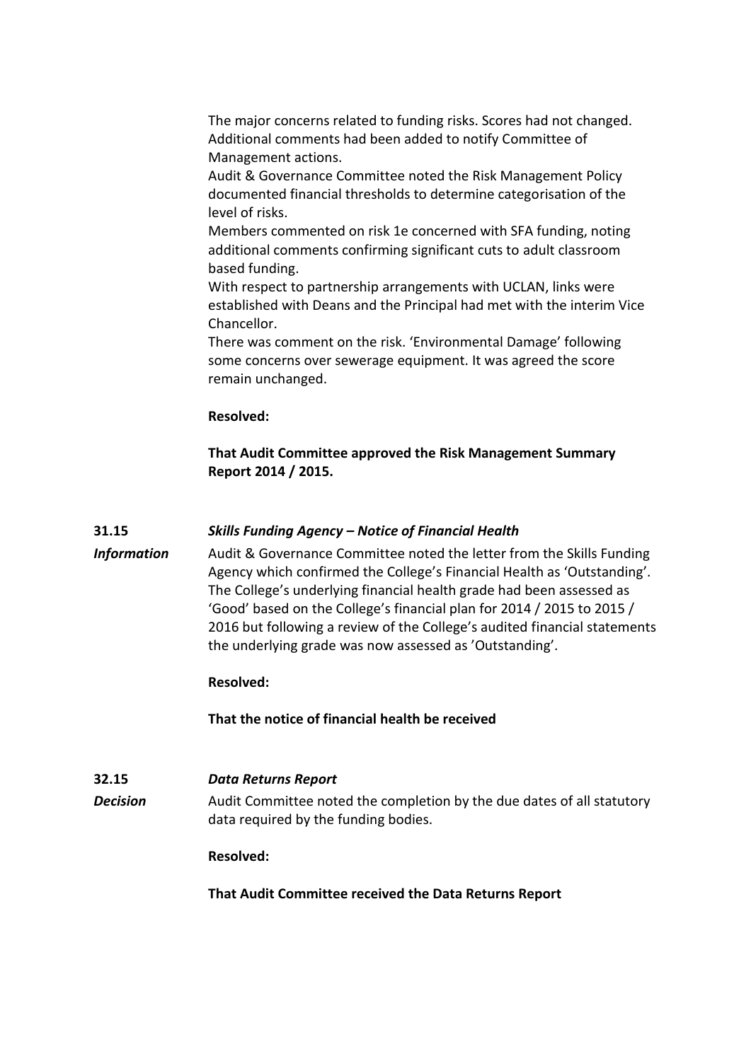The major concerns related to funding risks. Scores had not changed. Additional comments had been added to notify Committee of Management actions.
Audit & Governance Committee noted the Risk Management Policy documented financial thresholds to determine categorisation of the level of risks.
Members commented on risk 1e concerned with SFA funding, noting additional comments confirming significant cuts to adult classroom based funding.
With respect to partnership arrangements with UCLAN, links were established with Deans and the Principal had met with the interim Vice Chancellor.
There was comment on the risk. 'Environmental Damage' following some concerns over sewerage equipment. It was agreed the score remain unchanged.

**Resolved:**

**That Audit Committee approved the Risk Management Summary Report 2014 / 2015.**

**31.15** ***Skills Funding Agency – Notice of Financial Health***

***Information*** Audit & Governance Committee noted the letter from the Skills Funding Agency which confirmed the College's Financial Health as 'Outstanding'. The College's underlying financial health grade had been assessed as 'Good' based on the College's financial plan for 2014 / 2015 to 2015 / 2016 but following a review of the College's audited financial statements the underlying grade was now assessed as 'Outstanding'.

**Resolved:**

**That the notice of financial health be received**

**32.15** ***Data Returns Report***

***Decision*** Audit Committee noted the completion by the due dates of all statutory data required by the funding bodies.

**Resolved:**

**That Audit Committee received the Data Returns Report**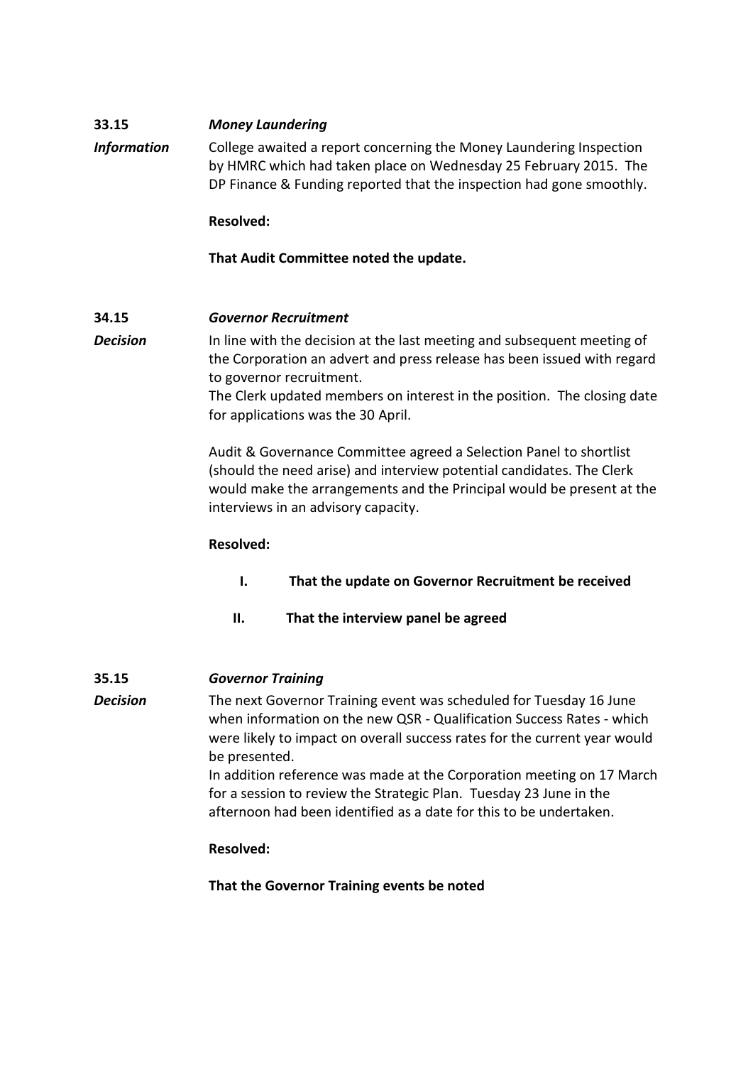**33.15** ***Money Laundering***

***Information***

College awaited a report concerning the Money Laundering Inspection by HMRC which had taken place on Wednesday 25 February 2015. The DP Finance & Funding reported that the inspection had gone smoothly.

**Resolved:**

**That Audit Committee noted the update.**

**34.15** ***Governor Recruitment***

***Decision***

In line with the decision at the last meeting and subsequent meeting of the Corporation an advert and press release has been issued with regard to governor recruitment.
The Clerk updated members on interest in the position. The closing date for applications was the 30 April.

Audit & Governance Committee agreed a Selection Panel to shortlist (should the need arise) and interview potential candidates. The Clerk would make the arrangements and the Principal would be present at the interviews in an advisory capacity.

**Resolved:**

- **I. That the update on Governor Recruitment be received**
- **II. That the interview panel be agreed**

**35.15** ***Governor Training***

***Decision***

The next Governor Training event was scheduled for Tuesday 16 June when information on the new QSR - Qualification Success Rates - which were likely to impact on overall success rates for the current year would be presented.
In addition reference was made at the Corporation meeting on 17 March for a session to review the Strategic Plan. Tuesday 23 June in the afternoon had been identified as a date for this to be undertaken.

**Resolved:**

**That the Governor Training events be noted**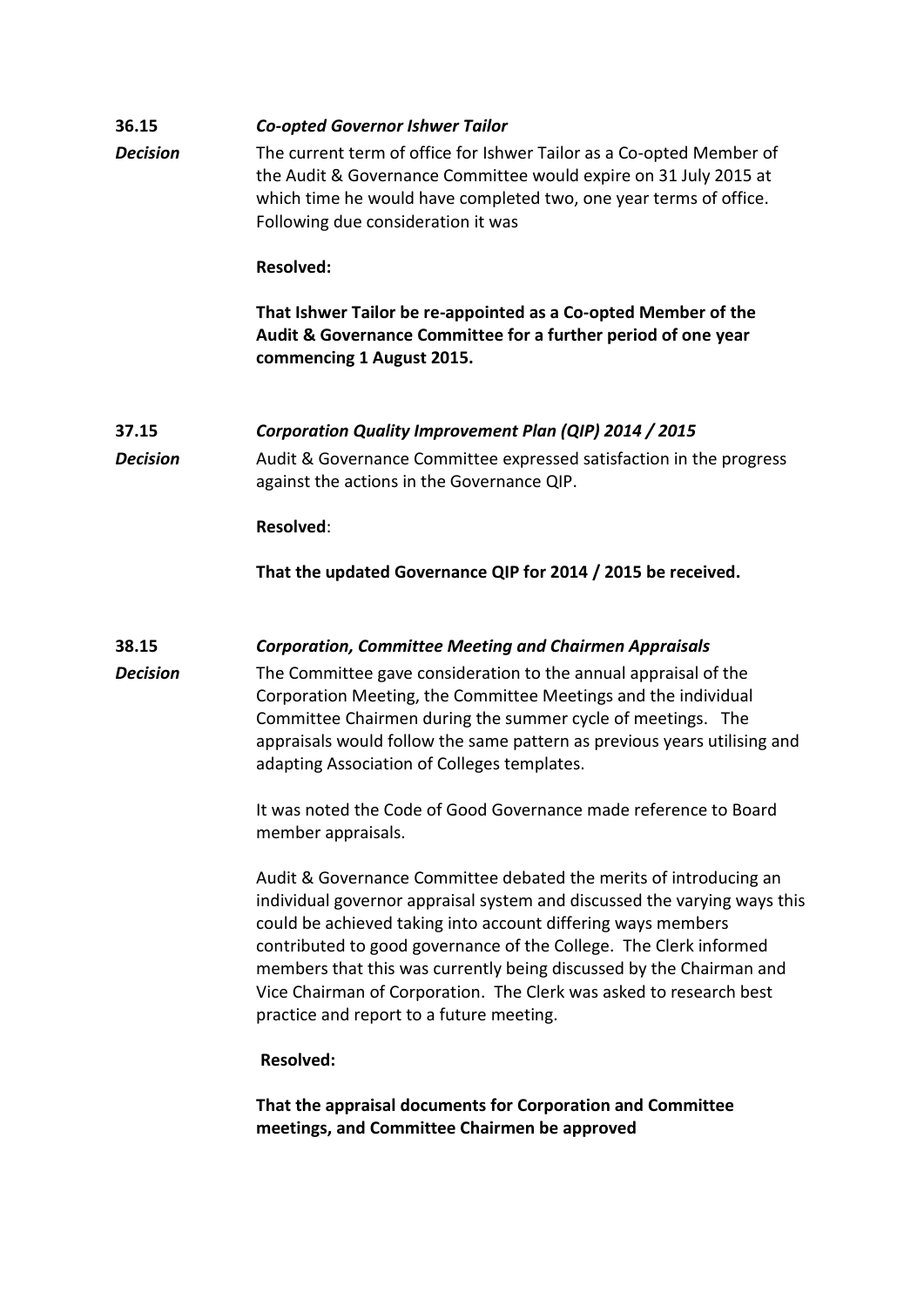**36.15** ***Co-opted Governor Ishwer Tailor***

***Decision*** The current term of office for Ishwer Tailor as a Co-opted Member of the Audit & Governance Committee would expire on 31 July 2015 at which time he would have completed two, one year terms of office. Following due consideration it was

**Resolved:**

**That Ishwer Tailor be re-appointed as a Co-opted Member of the Audit & Governance Committee for a further period of one year commencing 1 August 2015.**

**37.15** ***Corporation Quality Improvement Plan (QIP) 2014 / 2015***

***Decision*** Audit & Governance Committee expressed satisfaction in the progress against the actions in the Governance QIP.

**Resolved**:

**That the updated Governance QIP for 2014 / 2015 be received.**

**38.15** ***Corporation, Committee Meeting and Chairmen Appraisals***

***Decision*** The Committee gave consideration to the annual appraisal of the Corporation Meeting, the Committee Meetings and the individual Committee Chairmen during the summer cycle of meetings. The appraisals would follow the same pattern as previous years utilising and adapting Association of Colleges templates.

It was noted the Code of Good Governance made reference to Board member appraisals.

Audit & Governance Committee debated the merits of introducing an individual governor appraisal system and discussed the varying ways this could be achieved taking into account differing ways members contributed to good governance of the College. The Clerk informed members that this was currently being discussed by the Chairman and Vice Chairman of Corporation. The Clerk was asked to research best practice and report to a future meeting.

**Resolved:**

**That the appraisal documents for Corporation and Committee meetings, and Committee Chairmen be approved**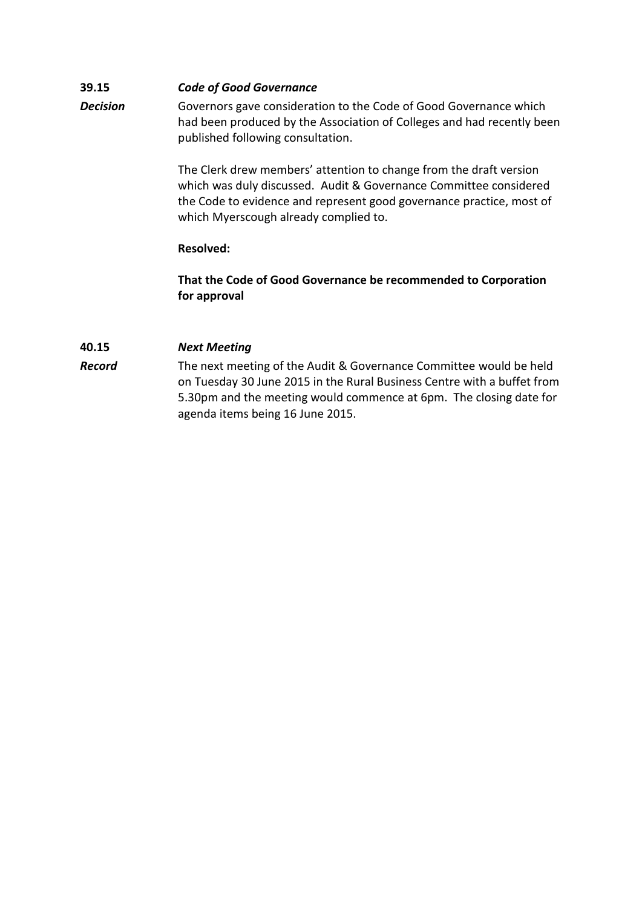**39.15** ***Code of Good Governance***

***Decision*** Governors gave consideration to the Code of Good Governance which had been produced by the Association of Colleges and had recently been published following consultation.

The Clerk drew members' attention to change from the draft version which was duly discussed. Audit & Governance Committee considered the Code to evidence and represent good governance practice, most of which Myerscough already complied to.

**Resolved:**

**That the Code of Good Governance be recommended to Corporation for approval**

**40.15** ***Next Meeting***

***Record*** The next meeting of the Audit & Governance Committee would be held on Tuesday 30 June 2015 in the Rural Business Centre with a buffet from 5.30pm and the meeting would commence at 6pm. The closing date for agenda items being 16 June 2015.